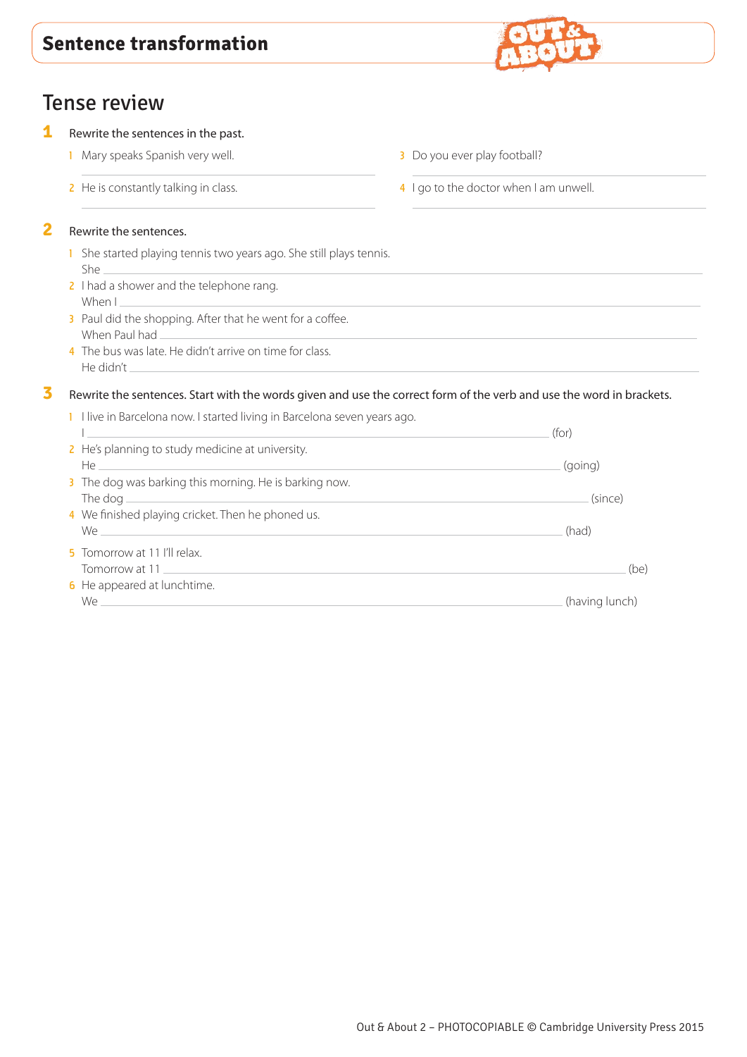# Sentence transformation

## Tense review

**1** Rewrite the sentences in the past.

1. Mary speaks Spanish very well.

   ______________________________

2. He is constantly talking in class.

   ______________________________

3. Do you ever play football?

   ______________________________

4. I go to the doctor when I am unwell.

   ______________________________

**2** Rewrite the sentences.

1. She started playing tennis two years ago. She still plays tennis.
   She ______________________________
2. I had a shower and the telephone rang.
   When I ______________________________
3. Paul did the shopping. After that he went for a coffee.
   When Paul had ______________________________
4. The bus was late. He didn't arrive on time for class.
   He didn't ______________________________

**3** Rewrite the sentences. Start with the words given and use the correct form of the verb and use the word in brackets.

1. I live in Barcelona now. I started living in Barcelona seven years ago.
   I ______________________________ (for)
2. He's planning to study medicine at university.
   He ______________________________ (going)
3. The dog was barking this morning. He is barking now.
   The dog ______________________________ (since)
4. We finished playing cricket. Then he phoned us.
   We ______________________________ (had)
5. Tomorrow at 11 I'll relax.
   Tomorrow at 11 ______________________________ (be)
6. He appeared at lunchtime.
   We ______________________________ (having lunch)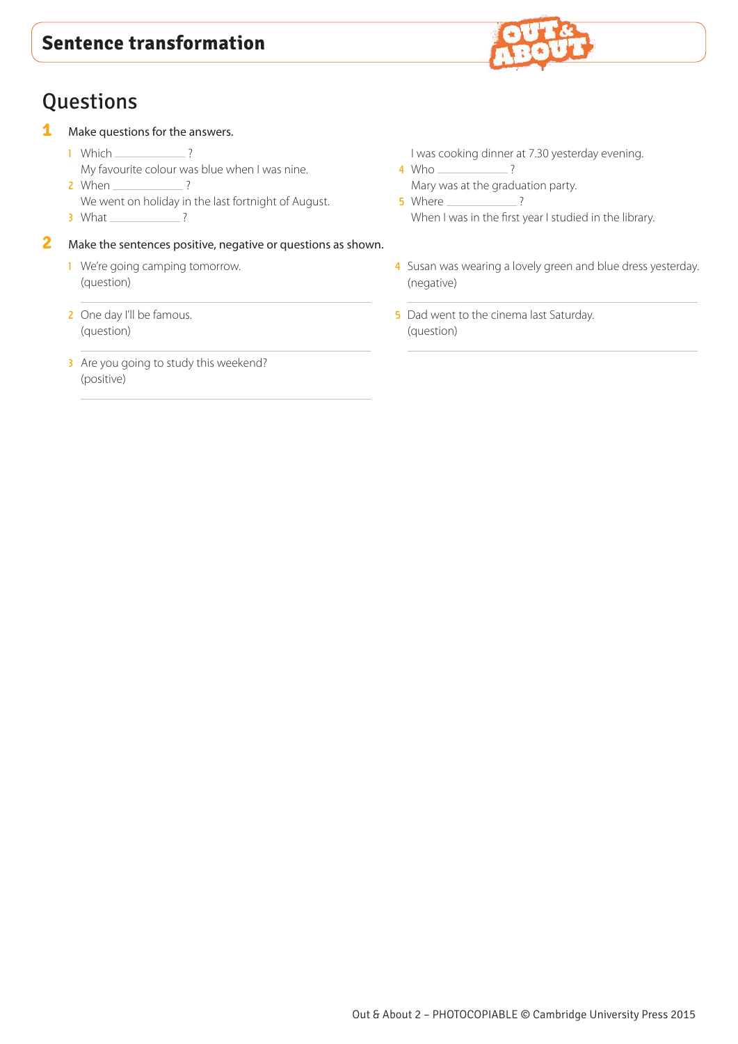# Sentence transformation

## Questions

**1** Make questions for the answers.

1 Which ____________ ?
My favourite colour was blue when I was nine.

2 When ____________ ?
We went on holiday in the last fortnight of August.

3 What ____________ ?
I was cooking dinner at 7.30 yesterday evening.

4 Who ____________ ?
Mary was at the graduation party.

5 Where ____________ ?
When I was in the first year I studied in the library.

**2** Make the sentences positive, negative or questions as shown.

1 We're going camping tomorrow.
(question)

____________________________________________

2 One day I'll be famous.
(question)

____________________________________________

3 Are you going to study this weekend?
(positive)

____________________________________________

4 Susan was wearing a lovely green and blue dress yesterday.
(negative)

____________________________________________

5 Dad went to the cinema last Saturday.
(question)

____________________________________________

Out & About 2 – PHOTOCOPIABLE © Cambridge University Press 2015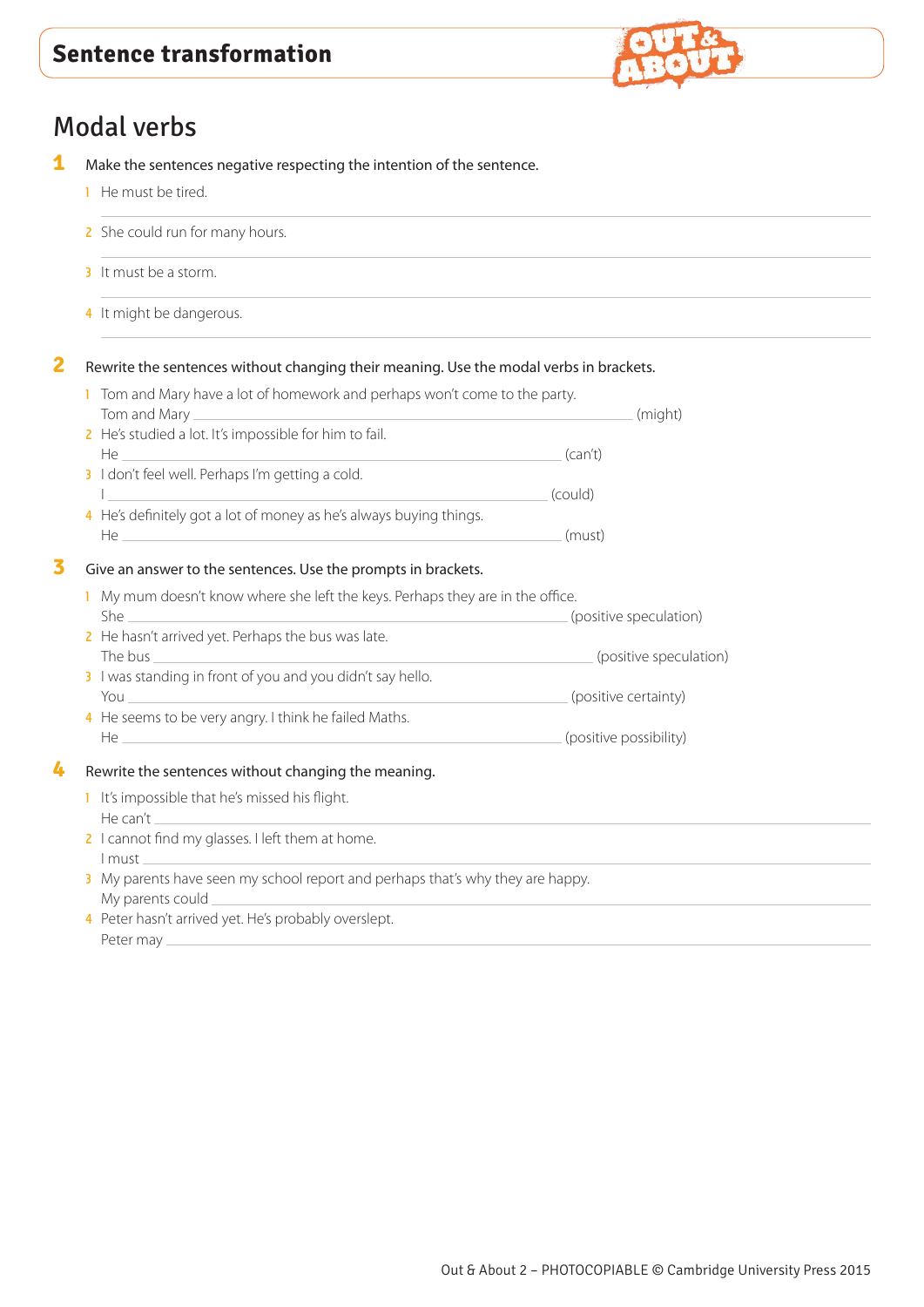# Sentence transformation

## Modal verbs

**1** Make the sentences negative respecting the intention of the sentence.

1 He must be tired.

______________________________________________

2 She could run for many hours.

______________________________________________

3 It must be a storm.

______________________________________________

4 It might be dangerous.

______________________________________________

**2** Rewrite the sentences without changing their meaning. Use the modal verbs in brackets.

1 Tom and Mary have a lot of homework and perhaps won't come to the party.
Tom and Mary ______________________________________________ (might)

2 He's studied a lot. It's impossible for him to fail.
He ______________________________________________ (can't)

3 I don't feel well. Perhaps I'm getting a cold.
I ______________________________________________ (could)

4 He's definitely got a lot of money as he's always buying things.
He ______________________________________________ (must)

**3** Give an answer to the sentences. Use the prompts in brackets.

1 My mum doesn't know where she left the keys. Perhaps they are in the office.
She ______________________________________________ (positive speculation)

2 He hasn't arrived yet. Perhaps the bus was late.
The bus ______________________________________________ (positive speculation)

3 I was standing in front of you and you didn't say hello.
You ______________________________________________ (positive certainty)

4 He seems to be very angry. I think he failed Maths.
He ______________________________________________ (positive possibility)

**4** Rewrite the sentences without changing the meaning.

1 It's impossible that he's missed his flight.
He can't ______________________________________________

2 I cannot find my glasses. I left them at home.
I must ______________________________________________

3 My parents have seen my school report and perhaps that's why they are happy.
My parents could ______________________________________________

4 Peter hasn't arrived yet. He's probably overslept.
Peter may ______________________________________________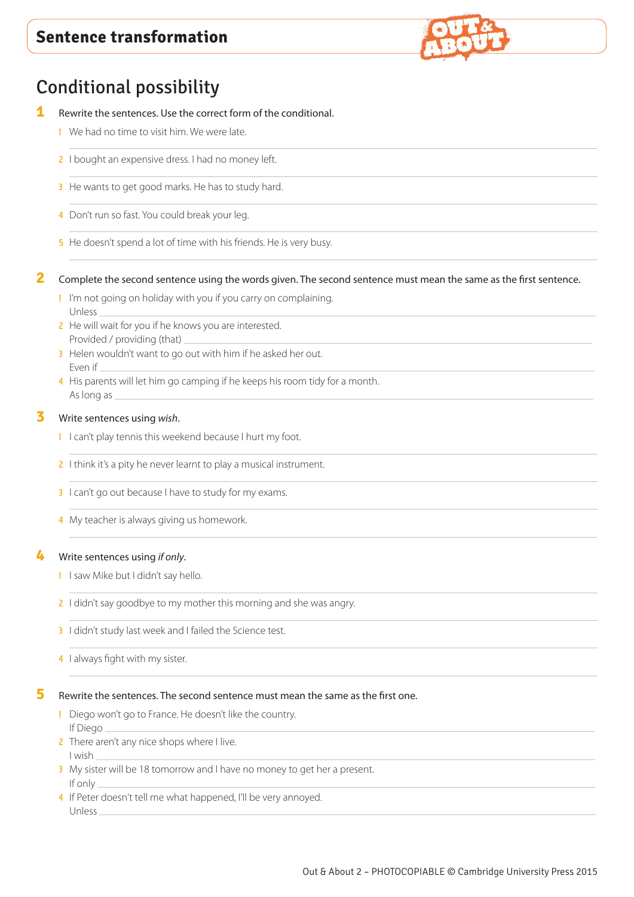## Sentence transformation

# Conditional possibility

**1** Rewrite the sentences. Use the correct form of the conditional.

1. We had no time to visit him. We were late.
2. I bought an expensive dress. I had no money left.
3. He wants to get good marks. He has to study hard.
4. Don't run so fast. You could break your leg.
5. He doesn't spend a lot of time with his friends. He is very busy.

**2** Complete the second sentence using the words given. The second sentence must mean the same as the first sentence.

1. I'm not going on holiday with you if you carry on complaining.
   Unless \_\_\_\_\_\_\_\_\_\_
2. He will wait for you if he knows you are interested.
   Provided / providing (that) \_\_\_\_\_\_\_\_\_\_
3. Helen wouldn't want to go out with him if he asked her out.
   Even if \_\_\_\_\_\_\_\_\_\_
4. His parents will let him go camping if he keeps his room tidy for a month.
   As long as \_\_\_\_\_\_\_\_\_\_

**3** Write sentences using *wish*.

1. I can't play tennis this weekend because I hurt my foot.
2. I think it's a pity he never learnt to play a musical instrument.
3. I can't go out because I have to study for my exams.
4. My teacher is always giving us homework.

**4** Write sentences using *if only*.

1. I saw Mike but I didn't say hello.
2. I didn't say goodbye to my mother this morning and she was angry.
3. I didn't study last week and I failed the Science test.
4. I always fight with my sister.

**5** Rewrite the sentences. The second sentence must mean the same as the first one.

1. Diego won't go to France. He doesn't like the country.
   If Diego \_\_\_\_\_\_\_\_\_\_
2. There aren't any nice shops where I live.
   I wish \_\_\_\_\_\_\_\_\_\_
3. My sister will be 18 tomorrow and I have no money to get her a present.
   If only \_\_\_\_\_\_\_\_\_\_
4. If Peter doesn't tell me what happened, I'll be very annoyed.
   Unless \_\_\_\_\_\_\_\_\_\_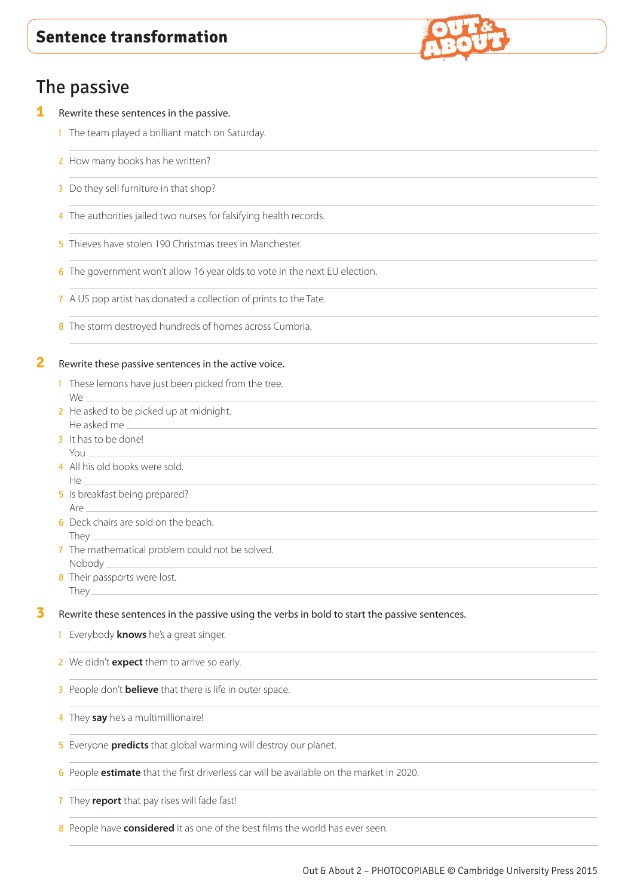# Sentence transformation

## The passive

**1** Rewrite these sentences in the passive.

1. The team played a brilliant match on Saturday.
2. How many books has he written?
3. Do they sell furniture in that shop?
4. The authorities jailed two nurses for falsifying health records.
5. Thieves have stolen 190 Christmas trees in Manchester.
6. The government won't allow 16 year olds to vote in the next EU election.
7. A US pop artist has donated a collection of prints to the Tate.
8. The storm destroyed hundreds of homes across Cumbria.

**2** Rewrite these passive sentences in the active voice.

1. These lemons have just been picked from the tree.
   We
2. He asked to be picked up at midnight.
   He asked me
3. It has to be done!
   You
4. All his old books were sold.
   He
5. Is breakfast being prepared?
   Are
6. Deck chairs are sold on the beach.
   They
7. The mathematical problem could not be solved.
   Nobody
8. Their passports were lost.
   They

**3** Rewrite these sentences in the passive using the verbs in bold to start the passive sentences.

1. Everybody **knows** he's a great singer.
2. We didn't **expect** them to arrive so early.
3. People don't **believe** that there is life in outer space.
4. They **say** he's a multimillionaire!
5. Everyone **predicts** that global warming will destroy our planet.
6. People **estimate** that the first driverless car will be available on the market in 2020.
7. They **report** that pay rises will fade fast!
8. People have **considered** it as one of the best films the world has ever seen.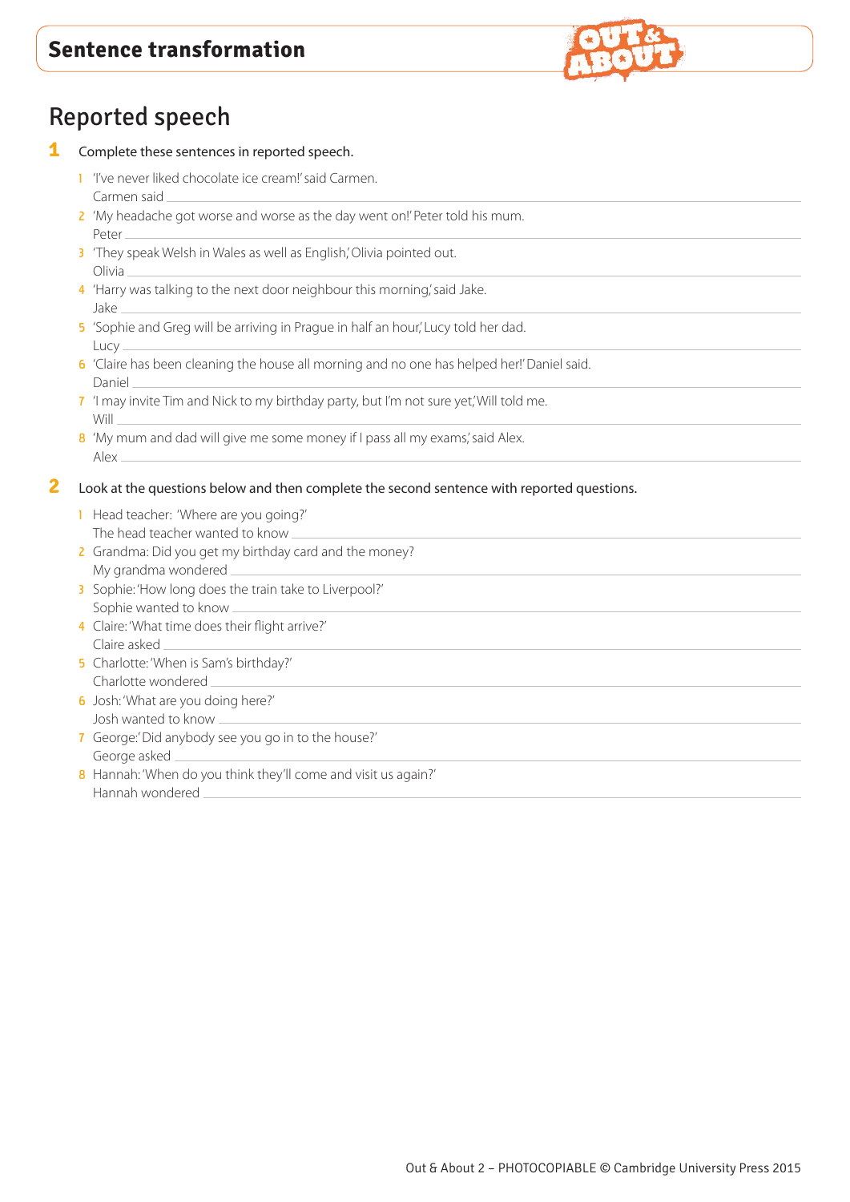## Sentence transformation

# Reported speech

**1** Complete these sentences in reported speech.

1. 'I've never liked chocolate ice cream!' said Carmen.
   Carmen said ______________________________
2. 'My headache got worse and worse as the day went on!' Peter told his mum.
   Peter ______________________________
3. 'They speak Welsh in Wales as well as English,' Olivia pointed out.
   Olivia ______________________________
4. 'Harry was talking to the next door neighbour this morning,' said Jake.
   Jake ______________________________
5. 'Sophie and Greg will be arriving in Prague in half an hour,' Lucy told her dad.
   Lucy ______________________________
6. 'Claire has been cleaning the house all morning and no one has helped her!' Daniel said.
   Daniel ______________________________
7. 'I may invite Tim and Nick to my birthday party, but I'm not sure yet,' Will told me.
   Will ______________________________
8. 'My mum and dad will give me some money if I pass all my exams,' said Alex.
   Alex ______________________________

**2** Look at the questions below and then complete the second sentence with reported questions.

1. Head teacher: 'Where are you going?'
   The head teacher wanted to know ______________________________
2. Grandma: Did you get my birthday card and the money?
   My grandma wondered ______________________________
3. Sophie: 'How long does the train take to Liverpool?'
   Sophie wanted to know ______________________________
4. Claire: 'What time does their flight arrive?'
   Claire asked ______________________________
5. Charlotte: 'When is Sam's birthday?'
   Charlotte wondered ______________________________
6. Josh: 'What are you doing here?'
   Josh wanted to know ______________________________
7. George: 'Did anybody see you go in to the house?'
   George asked ______________________________
8. Hannah: 'When do you think they'll come and visit us again?'
   Hannah wondered ______________________________

Out & About 2 – PHOTOCOPIABLE © Cambridge University Press 2015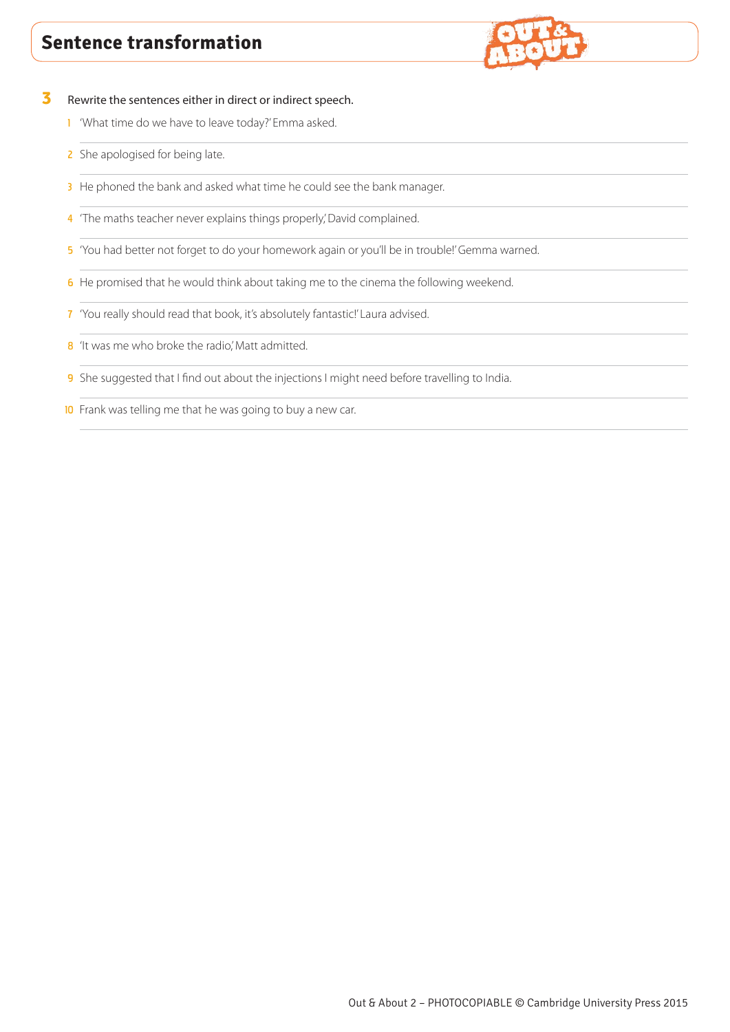# Sentence transformation

**3** Rewrite the sentences either in direct or indirect speech.

1. 'What time do we have to leave today?' Emma asked.
2. She apologised for being late.
3. He phoned the bank and asked what time he could see the bank manager.
4. 'The maths teacher never explains things properly,' David complained.
5. 'You had better not forget to do your homework again or you'll be in trouble!' Gemma warned.
6. He promised that he would think about taking me to the cinema the following weekend.
7. 'You really should read that book, it's absolutely fantastic!' Laura advised.
8. 'It was me who broke the radio,' Matt admitted.
9. She suggested that I find out about the injections I might need before travelling to India.
10. Frank was telling me that he was going to buy a new car.

Out & About 2 – PHOTOCOPIABLE © Cambridge University Press 2015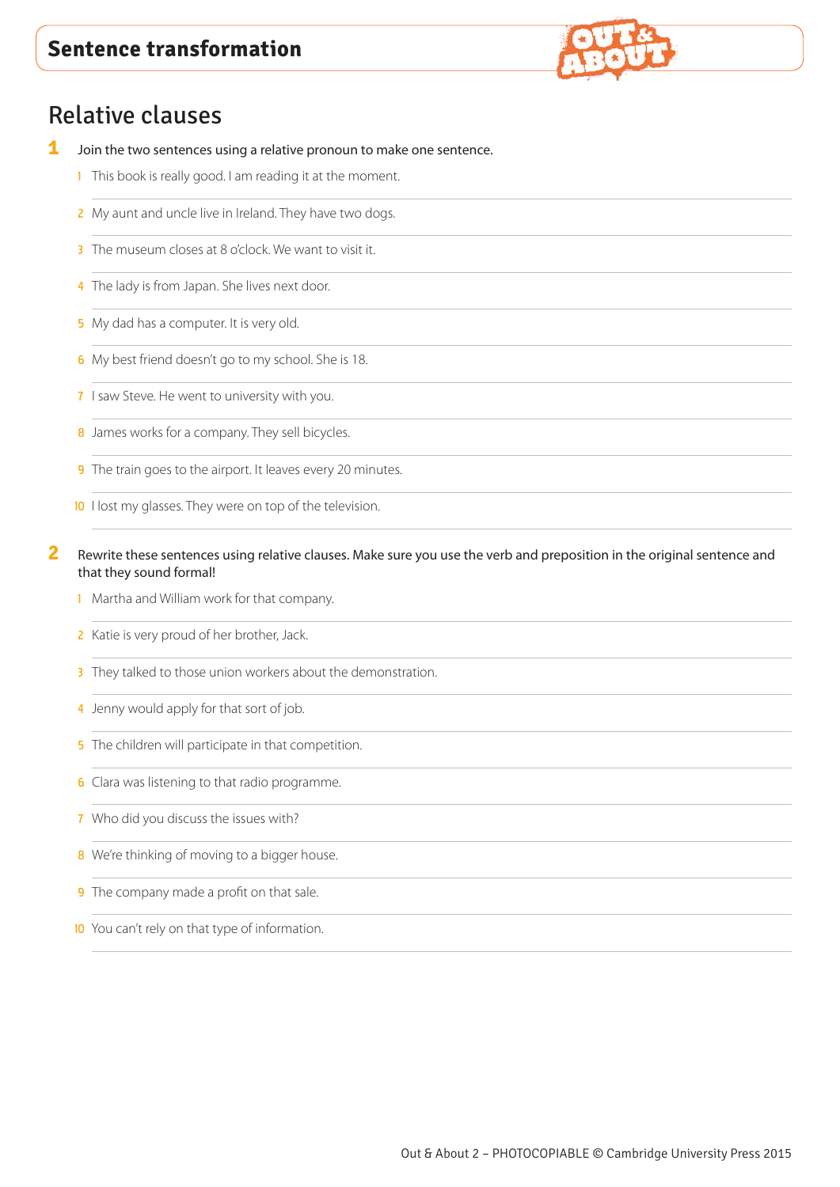# Sentence transformation

## Relative clauses

**1** Join the two sentences using a relative pronoun to make one sentence.

1. This book is really good. I am reading it at the moment.
2. My aunt and uncle live in Ireland. They have two dogs.
3. The museum closes at 8 o'clock. We want to visit it.
4. The lady is from Japan. She lives next door.
5. My dad has a computer. It is very old.
6. My best friend doesn't go to my school. She is 18.
7. I saw Steve. He went to university with you.
8. James works for a company. They sell bicycles.
9. The train goes to the airport. It leaves every 20 minutes.
10. I lost my glasses. They were on top of the television.

**2** Rewrite these sentences using relative clauses. Make sure you use the verb and preposition in the original sentence and that they sound formal!

1. Martha and William work for that company.
2. Katie is very proud of her brother, Jack.
3. They talked to those union workers about the demonstration.
4. Jenny would apply for that sort of job.
5. The children will participate in that competition.
6. Clara was listening to that radio programme.
7. Who did you discuss the issues with?
8. We're thinking of moving to a bigger house.
9. The company made a profit on that sale.
10. You can't rely on that type of information.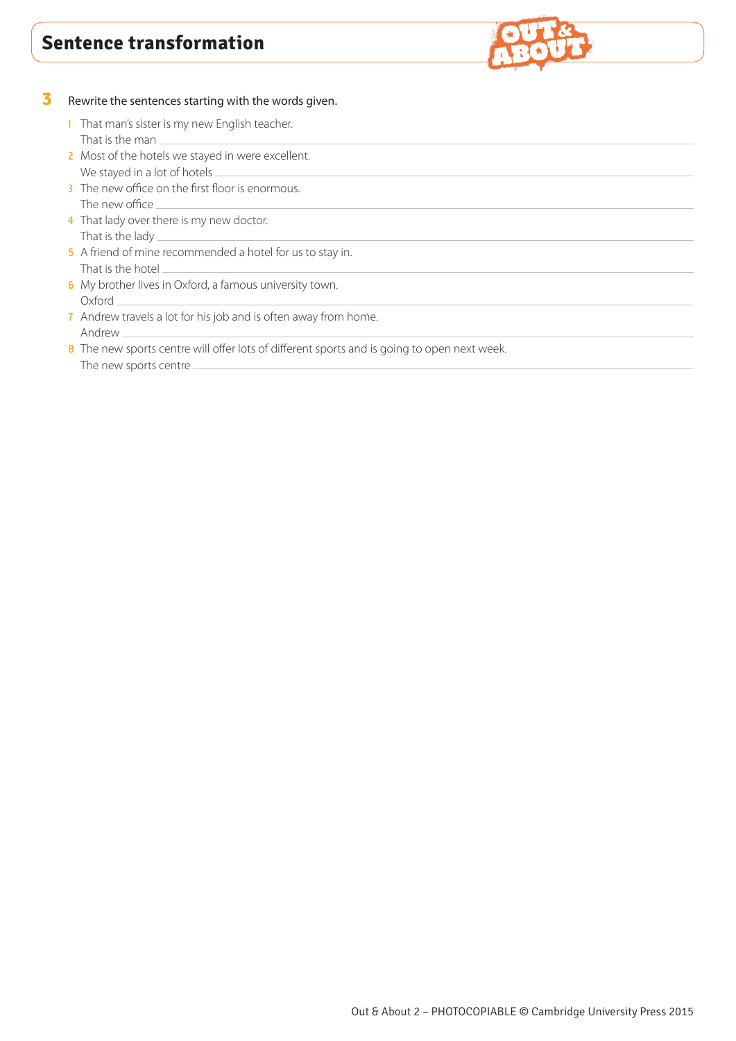# Sentence transformation

**3** Rewrite the sentences starting with the words given.

1. That man's sister is my new English teacher.
   That is the man ______________________________
2. Most of the hotels we stayed in were excellent.
   We stayed in a lot of hotels ______________________________
3. The new office on the first floor is enormous.
   The new office ______________________________
4. That lady over there is my new doctor.
   That is the lady ______________________________
5. A friend of mine recommended a hotel for us to stay in.
   That is the hotel ______________________________
6. My brother lives in Oxford, a famous university town.
   Oxford ______________________________
7. Andrew travels a lot for his job and is often away from home.
   Andrew ______________________________
8. The new sports centre will offer lots of different sports and is going to open next week.
   The new sports centre ______________________________

Out & About 2 – PHOTOCOPIABLE © Cambridge University Press 2015